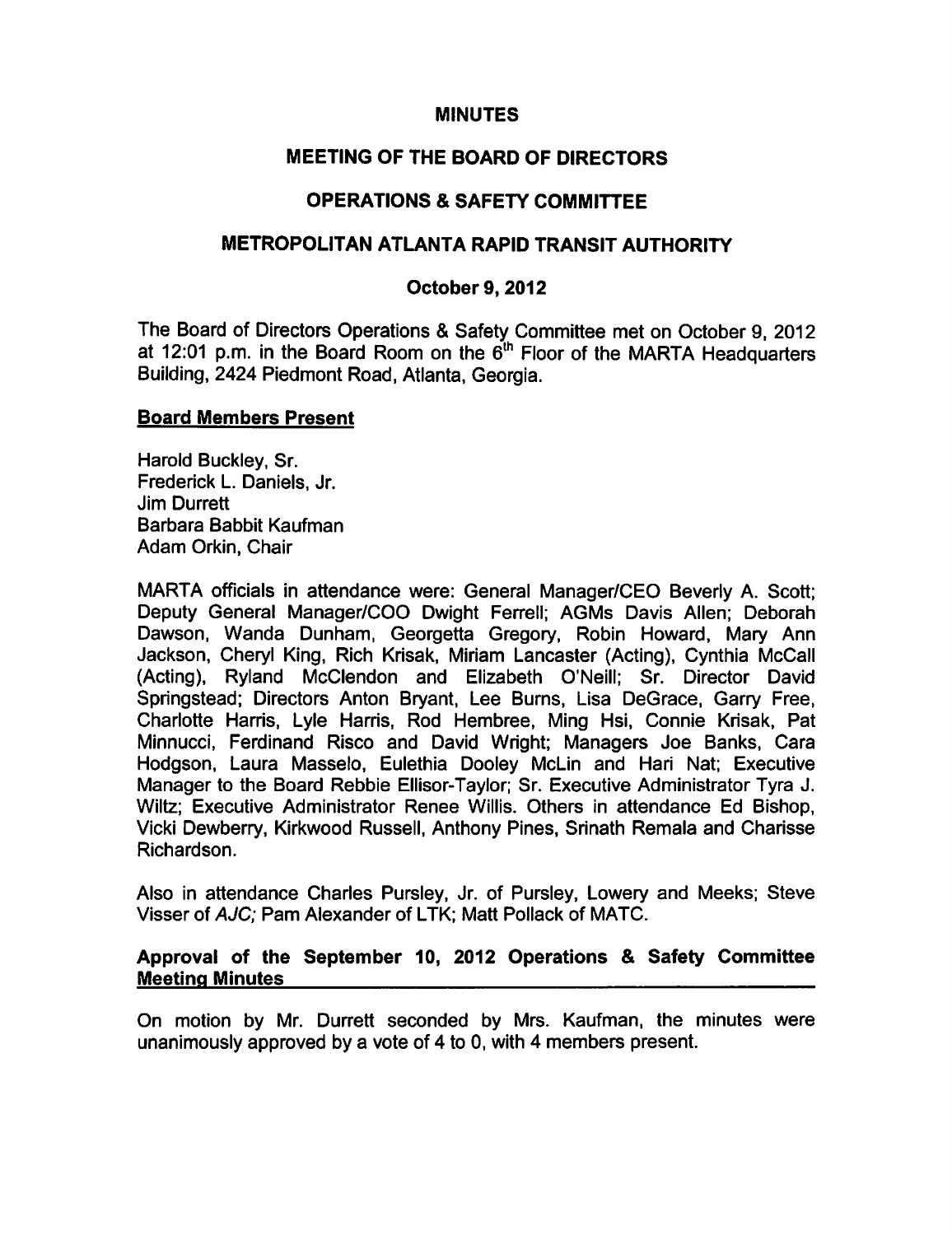# MINUTES

## MEETING OF THE BOARD OF DIRECTORS

## OPERATIONS & SAFETY COMMITTEE

## METROPOLITAN ATLANTA RAPID TRANSIT AUTHORITY

### October 9, 2012

The Board of Directors Operations & Safety Committee met on October 9, 2012 at 12:01 p.m. in the Board Room on the 6th Floor of the MARTA Headquarters Building, 2424 Piedmont Road, Atlanta, Georgia.

**Board Members Present**

Harold Buckley, Sr.
Frederick L. Daniels, Jr.
Jim Durrett
Barbara Babbit Kaufman
Adam Orkin, Chair

MARTA officials in attendance were: General Manager/CEO Beverly A. Scott; Deputy General Manager/COO Dwight Ferrell; AGMs Davis Allen; Deborah Dawson, Wanda Dunham, Georgetta Gregory, Robin Howard, Mary Ann Jackson, Cheryl King, Rich Krisak, Miriam Lancaster (Acting), Cynthia McCall (Acting), Ryland McClendon and Elizabeth O'Neill; Sr. Director David Springstead; Directors Anton Bryant, Lee Burns, Lisa DeGrace, Garry Free, Charlotte Harris, Lyle Harris, Rod Hembree, Ming Hsi, Connie Krisak, Pat Minnucci, Ferdinand Risco and David Wright; Managers Joe Banks, Cara Hodgson, Laura Masselo, Eulethia Dooley McLin and Hari Nat; Executive Manager to the Board Rebbie Ellisor-Taylor; Sr. Executive Administrator Tyra J. Wiltz; Executive Administrator Renee Willis. Others in attendance Ed Bishop, Vicki Dewberry, Kirkwood Russell, Anthony Pines, Srinath Remala and Charisse Richardson.

Also in attendance Charles Pursley, Jr. of Pursley, Lowery and Meeks; Steve Visser of *AJC;* Pam Alexander of LTK; Matt Pollack of MATC.

**Approval of the September 10, 2012 Operations & Safety Committee Meeting Minutes**

On motion by Mr. Durrett seconded by Mrs. Kaufman, the minutes were unanimously approved by a vote of 4 to 0, with 4 members present.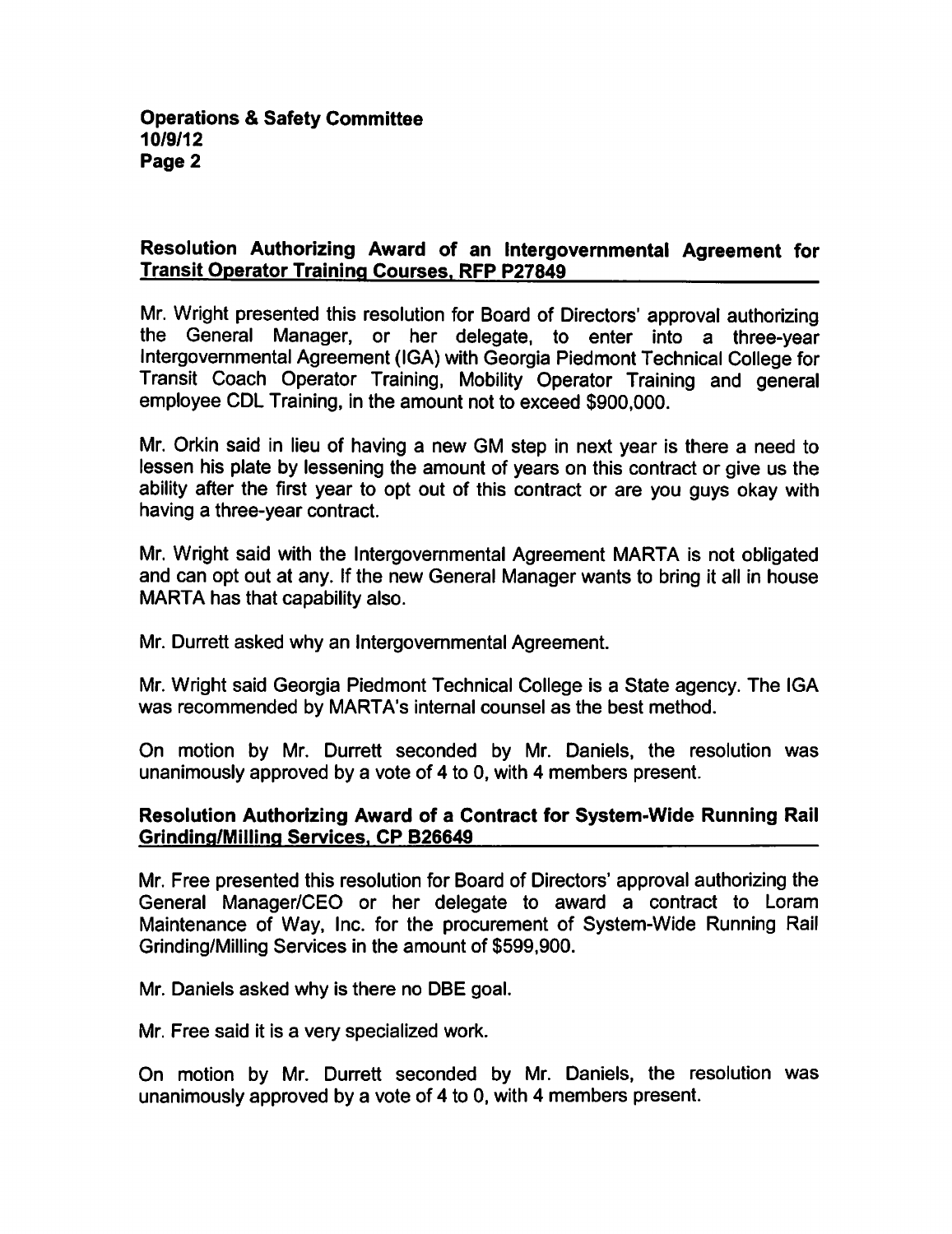## Resolution Authorizing Award of an Intergovernmental Agreement for Transit Operator Training Courses, RFP P27849

Mr. Wright presented this resolution for Board of Directors' approval authorizing the General Manager, or her delegate, to enter into a three-year Intergovernmental Agreement (IGA) with Georgia Piedmont Technical College for Transit Coach Operator Training, Mobility Operator Training and general employee CDL Training, in the amount not to exceed $900,000.

Mr. Orkin said in lieu of having a new GM step in next year is there a need to lessen his plate by lessening the amount of years on this contract or give us the ability after the first year to opt out of this contract or are you guys okay with having a three-year contract.

Mr. Wright said with the Intergovernmental Agreement MARTA is not obligated and can opt out at any. If the new General Manager wants to bring it all in house MARTA has that capability also.

Mr. Durrett asked why an Intergovernmental Agreement.

Mr. Wright said Georgia Piedmont Technical College is a State agency. The IGA was recommended by MARTA's internal counsel as the best method.

On motion by Mr. Durrett seconded by Mr. Daniels, the resolution was unanimously approved by a vote of 4 to 0, with 4 members present.

## Resolution Authorizing Award of a Contract for System-Wide Running Rail Grinding/Milling Services, CP B26649

Mr. Free presented this resolution for Board of Directors' approval authorizing the General Manager/CEO or her delegate to award a contract to Loram Maintenance of Way, Inc. for the procurement of System-Wide Running Rail Grinding/Milling Services in the amount of $599,900.

Mr. Daniels asked why is there no DBE goal.

Mr. Free said it is a very specialized work.

On motion by Mr. Durrett seconded by Mr. Daniels, the resolution was unanimously approved by a vote of 4 to 0, with 4 members present.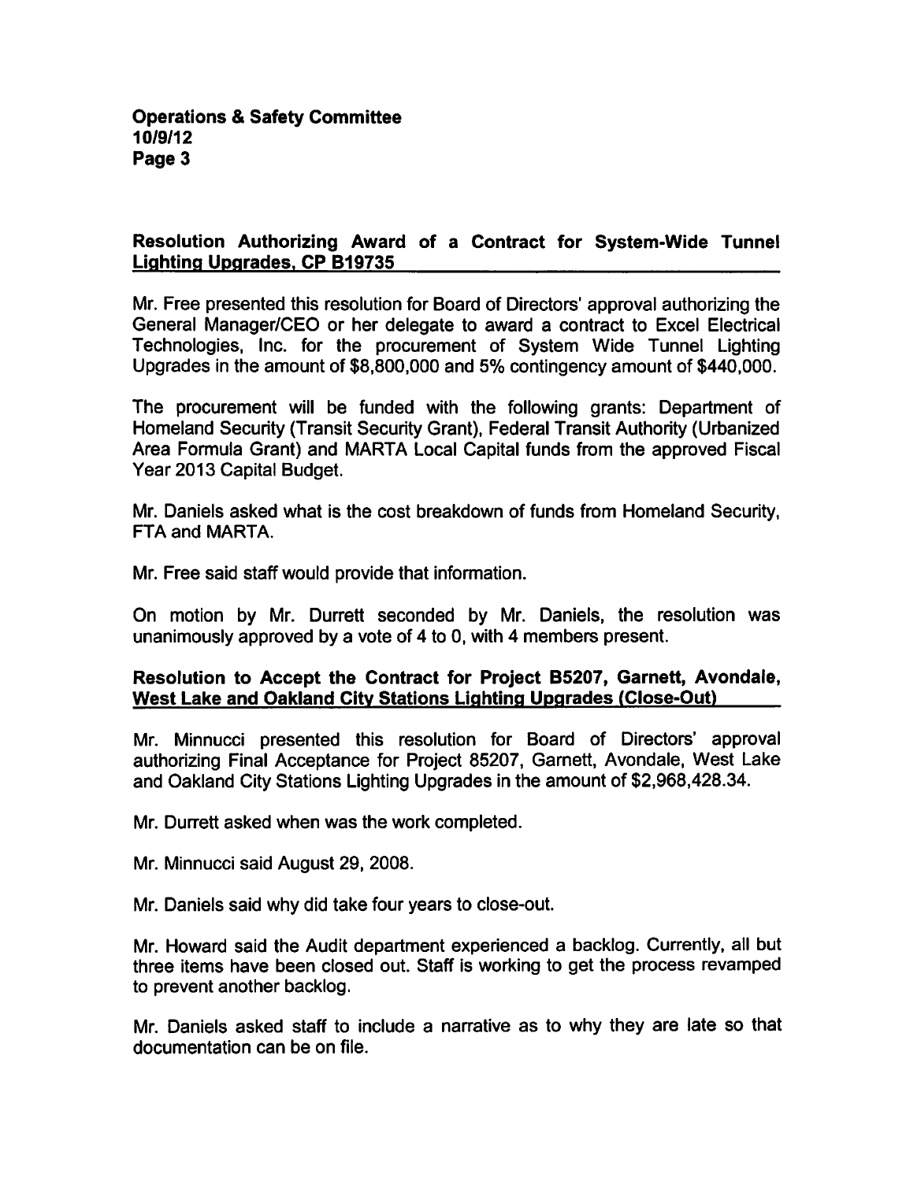## Resolution Authorizing Award of a Contract for System-Wide Tunnel Lighting Upgrades, CP B19735

Mr. Free presented this resolution for Board of Directors' approval authorizing the General Manager/CEO or her delegate to award a contract to Excel Electrical Technologies, Inc. for the procurement of System Wide Tunnel Lighting Upgrades in the amount of $8,800,000 and 5% contingency amount of $440,000.

The procurement will be funded with the following grants: Department of Homeland Security (Transit Security Grant), Federal Transit Authority (Urbanized Area Formula Grant) and MARTA Local Capital funds from the approved Fiscal Year 2013 Capital Budget.

Mr. Daniels asked what is the cost breakdown of funds from Homeland Security, FTA and MARTA.

Mr. Free said staff would provide that information.

On motion by Mr. Durrett seconded by Mr. Daniels, the resolution was unanimously approved by a vote of 4 to 0, with 4 members present.

## Resolution to Accept the Contract for Project B5207, Garnett, Avondale, West Lake and Oakland City Stations Lighting Upgrades (Close-Out)

Mr. Minnucci presented this resolution for Board of Directors' approval authorizing Final Acceptance for Project 85207, Garnett, Avondale, West Lake and Oakland City Stations Lighting Upgrades in the amount of $2,968,428.34.

Mr. Durrett asked when was the work completed.

Mr. Minnucci said August 29, 2008.

Mr. Daniels said why did take four years to close-out.

Mr. Howard said the Audit department experienced a backlog. Currently, all but three items have been closed out. Staff is working to get the process revamped to prevent another backlog.

Mr. Daniels asked staff to include a narrative as to why they are late so that documentation can be on file.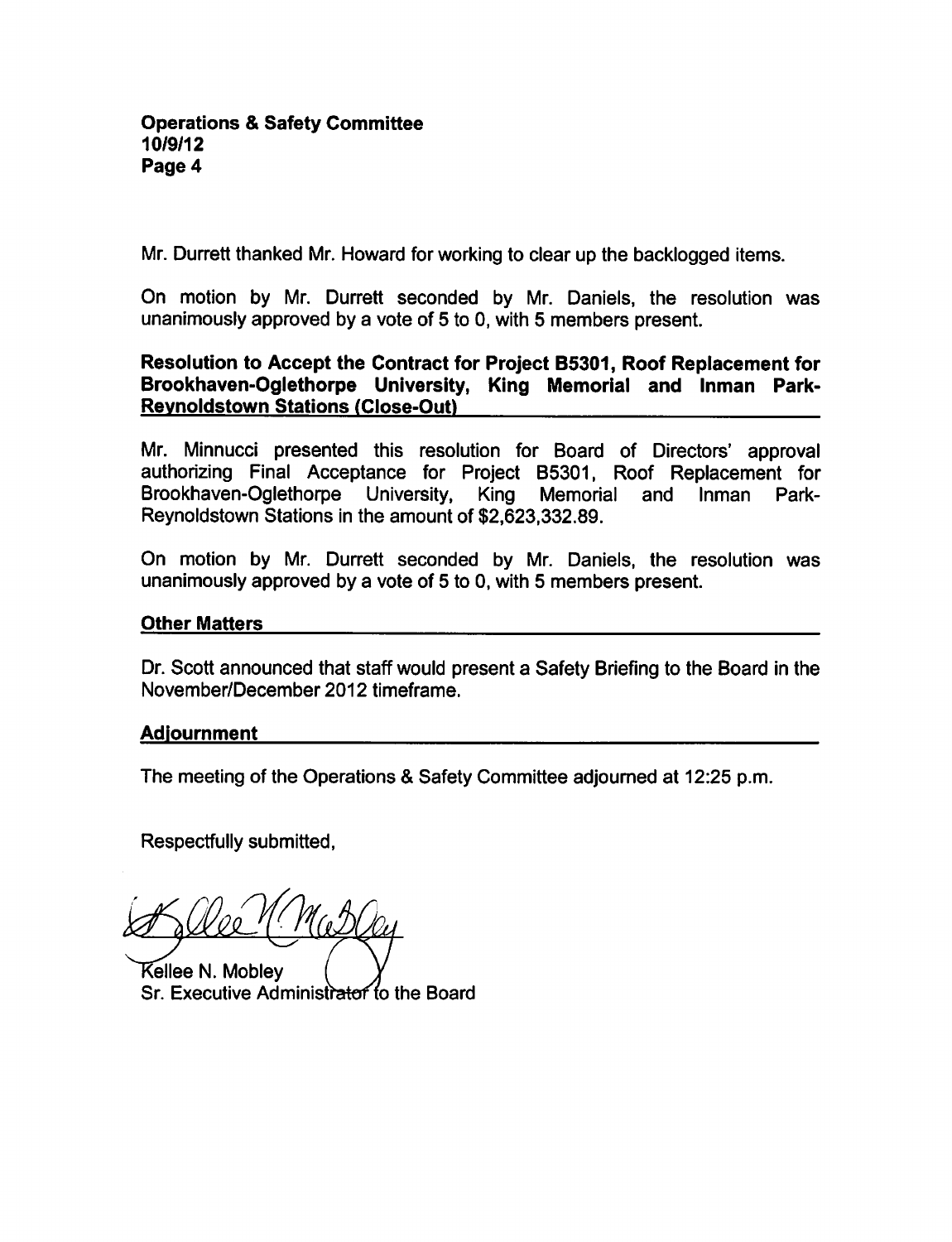Mr. Durrett thanked Mr. Howard for working to clear up the backlogged items.

On motion by Mr. Durrett seconded by Mr. Daniels, the resolution was unanimously approved by a vote of 5 to 0, with 5 members present.

**Resolution to Accept the Contract for Project B5301, Roof Replacement for Brookhaven-Oglethorpe University, King Memorial and Inman Park-Reynoldstown Stations (Close-Out)**

Mr. Minnucci presented this resolution for Board of Directors' approval authorizing Final Acceptance for Project B5301, Roof Replacement for Brookhaven-Oglethorpe University, King Memorial and Inman Park-Reynoldstown Stations in the amount of $2,623,332.89.

On motion by Mr. Durrett seconded by Mr. Daniels, the resolution was unanimously approved by a vote of 5 to 0, with 5 members present.

**Other Matters**

Dr. Scott announced that staff would present a Safety Briefing to the Board in the November/December 2012 timeframe.

**Adjournment**

The meeting of the Operations & Safety Committee adjourned at 12:25 p.m.

Respectfully submitted,

Kellee N. Mobley
Sr. Executive Administrator to the Board